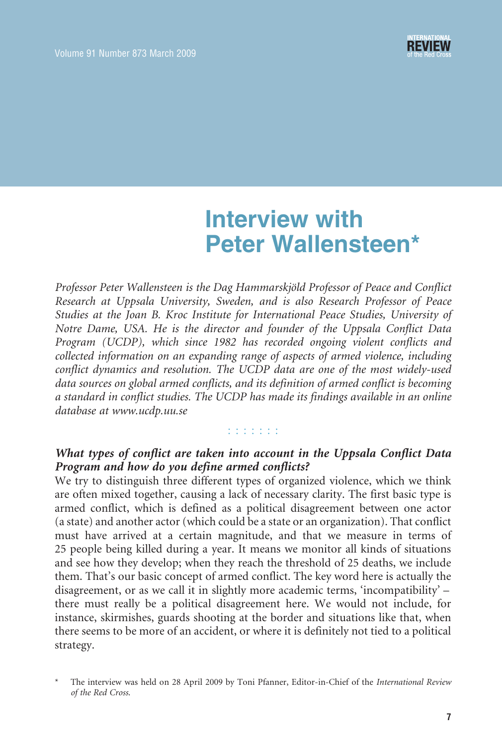# Interview with Peter Wallensteen*

*Professor Peter Wallensteen is the Dag Hammarskjöld Professor of Peace and Conflict Research at Uppsala University, Sweden, and is also Research Professor of Peace Studies at the Joan B. Kroc Institute for International Peace Studies, University of Notre Dame, USA. He is the director and founder of the Uppsala Conflict Data Program (UCDP), which since 1982 has recorded ongoing violent conflicts and collected information on an expanding range of aspects of armed violence, including conflict dynamics and resolution. The UCDP data are one of the most widely-used data sources on global armed conflicts, and its definition of armed conflict is becoming a standard in conflict studies. The UCDP has made its findings available in an online database at www.ucdp.uu.se*

: : : : : : :

***What types of conflict are taken into account in the Uppsala Conflict Data Program and how do you define armed conflicts?***

We try to distinguish three different types of organized violence, which we think are often mixed together, causing a lack of necessary clarity. The first basic type is armed conflict, which is defined as a political disagreement between one actor (a state) and another actor (which could be a state or an organization). That conflict must have arrived at a certain magnitude, and that we measure in terms of 25 people being killed during a year. It means we monitor all kinds of situations and see how they develop; when they reach the threshold of 25 deaths, we include them. That's our basic concept of armed conflict. The key word here is actually the disagreement, or as we call it in slightly more academic terms, 'incompatibility' – there must really be a political disagreement here. We would not include, for instance, skirmishes, guards shooting at the border and situations like that, when there seems to be more of an accident, or where it is definitely not tied to a political strategy.

\* The interview was held on 28 April 2009 by Toni Pfanner, Editor-in-Chief of the *International Review of the Red Cross.*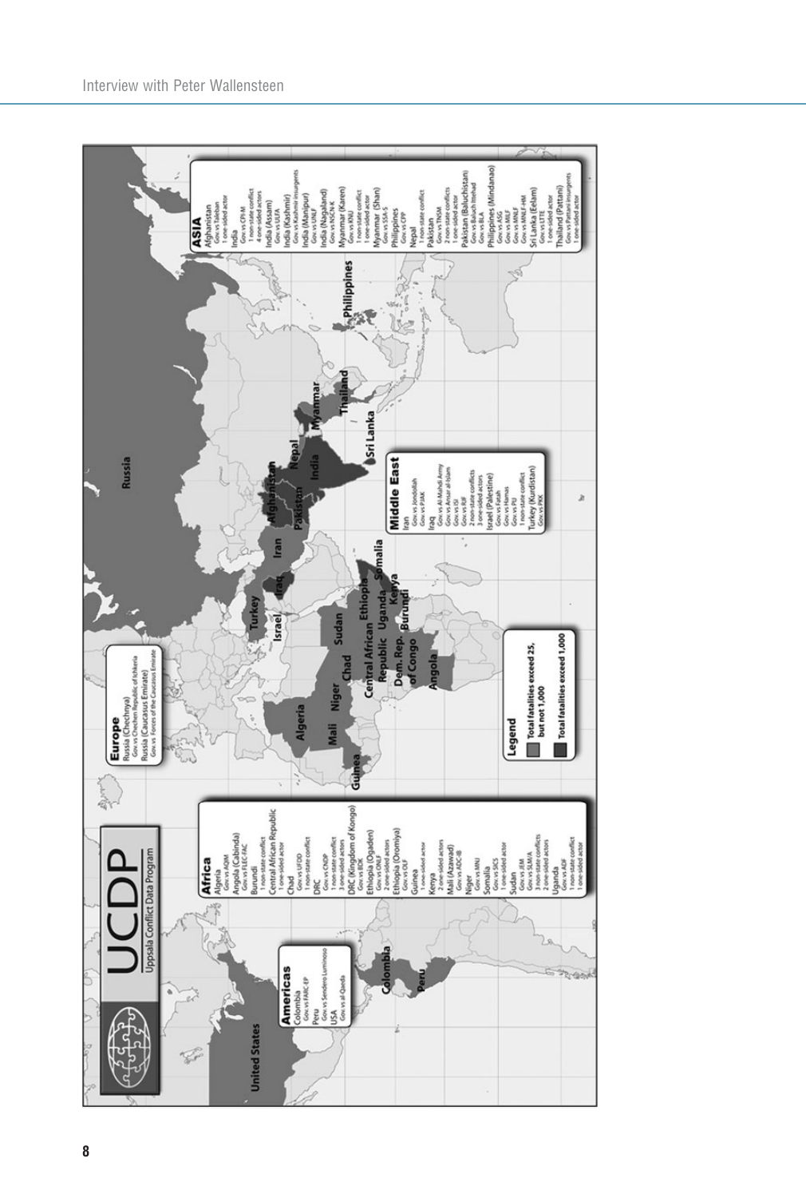# UCDP
Uppsala Conflict Data Program

**Americas**
Colombia
Gov. vs FARC-EP
Peru
Gov. vs Sendero Luminoso
USA
Gov. vs al-Qaeda

**Africa**
Algeria
Gov. vs AQIM
Angola (Cabinda)
Gov. vs FLEC-FAC
Burundi
1 non-state conflict
Central African Republic
1 one-sided actor
Chad
Gov. vs UFDD
1 non-state conflict
DRC
Gov. vs CNDP
1 non-state conflict
3 one-sided actors
DRC (Kingdom of Kongo)
Gov. vs BDK
Ethiopia (Ogaden)
Gov. vs ONLF
2 one-sided actors
Ethiopia (Oromiya)
Gov. vs OLF
Guinea
1 one-sided actor
Kenya
2 one-sided actors
Mali (Azawad)
Gov. vs ADC-IB
Niger
Gov. vs MNJ
Somalia
Gov. vs SICS
1 one-sided actor
Sudan
Gov. vs JEM
Gov. vs SLM/A
3 non-state conflicts
2 one-sided actors
Uganda
Gov. vs ADF
1 non-state conflict
1 one-sided actor

**Europe**
Russia (Chechnya)
Gov. vs Chechen Republic of Ichkeria
Russia (Caucasus Emirate)
Gov. vs Forces of the Caucasus Emirate

**Middle East**
Iran
Gov. vs Jondollah
Gov. vs PJAK
Iraq
Gov. vs Al-Mahdi Army
Gov. vs Ansar al-Islam
Gov. vs ISI
Gov. vs RJF
2 non-state conflicts
3 one-sided actors
Israel (Palestine)
Gov. vs Fatah
Gov. vs Hamas
Gov. vs PIJ
1 non-state conflict
Turkey (Kurdistan)
Gov. vs PKK

**ASIA**
Afghanistan
Gov. vs Taleban
1 one-sided actor
India
Gov. vs CPI-M
1 non-state conflict
4 one-sided actors
India (Assam)
Gov. vs ULFA
India (Kashmir)
Gov. vs Kashmir insurgents
India (Manipur)
Gov. vs UNLF
India (Nagaland)
Gov. vs NSCN-K
Myanmar (Karen)
Gov. vs KNU
1 non-state conflict
1 one-sided actor
Myanmar (Shan)
Gov. vs SSA-S
Philippines
Gov. vs CPP
Nepal
1 non-state conflict
Pakistan
Gov. vs TNSM
2 non-state conflicts
1 one-sided actor
Pakistan (Baluchistan)
Gov. vs Baluch Ittehad
Gov. vs BLA
Philippines (Mindanao)
Gov. vs ASG
Gov. vs MILF
Gov. vs MNLF-HM
Sri Lanka (Eelam)
Gov. vs LTTE
1 one-sided actor
Thailand (Pattani)
Gov. vs Pattani insurgents
1 one-sided actor

**Legend**
Total fatalities exceed 25, but not 1,000
Total fatalities exceed 1,000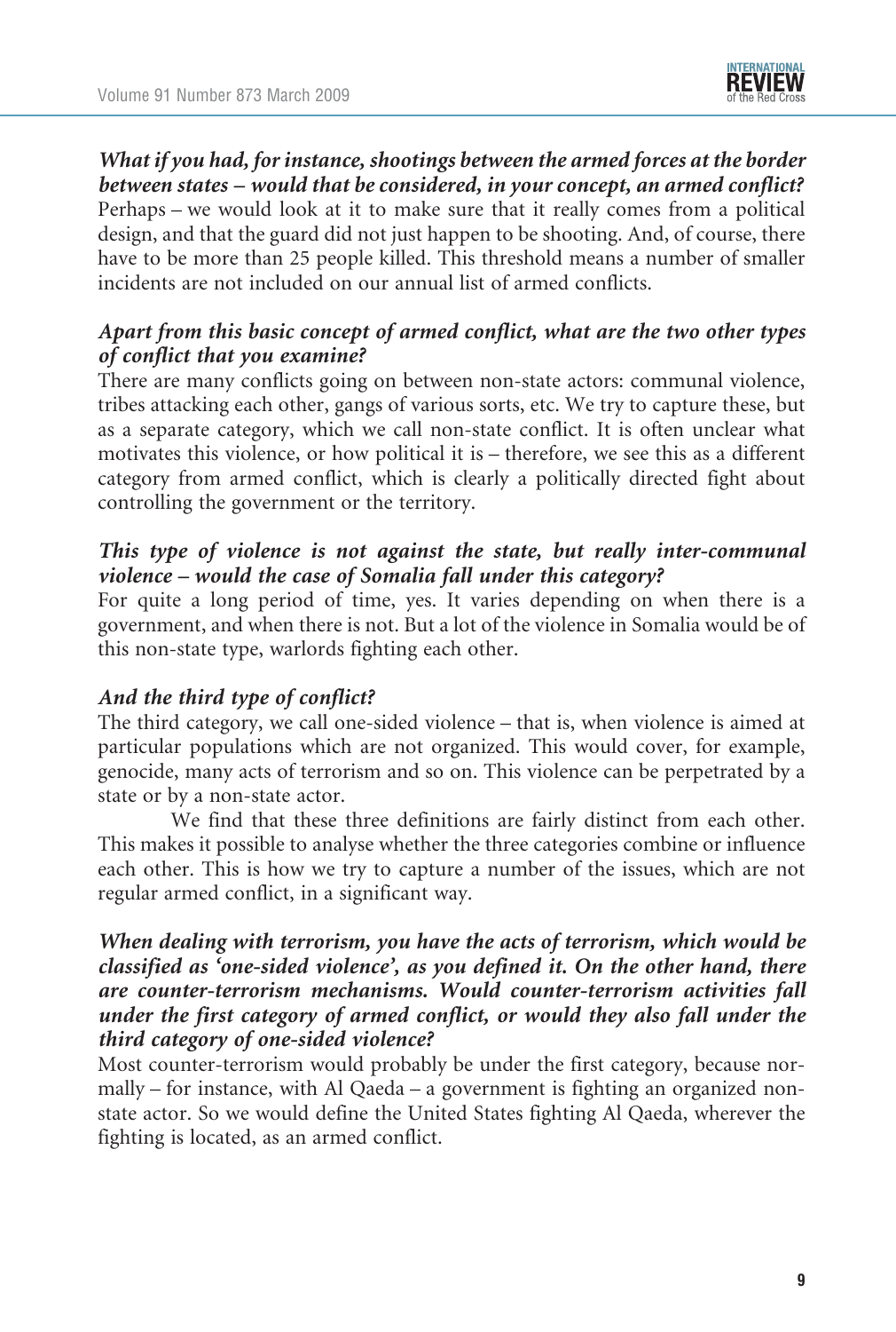***What if you had, for instance, shootings between the armed forces at the border between states – would that be considered, in your concept, an armed conflict?***

Perhaps – we would look at it to make sure that it really comes from a political design, and that the guard did not just happen to be shooting. And, of course, there have to be more than 25 people killed. This threshold means a number of smaller incidents are not included on our annual list of armed conflicts.

***Apart from this basic concept of armed conflict, what are the two other types of conflict that you examine?***

There are many conflicts going on between non-state actors: communal violence, tribes attacking each other, gangs of various sorts, etc. We try to capture these, but as a separate category, which we call non-state conflict. It is often unclear what motivates this violence, or how political it is – therefore, we see this as a different category from armed conflict, which is clearly a politically directed fight about controlling the government or the territory.

***This type of violence is not against the state, but really inter-communal violence – would the case of Somalia fall under this category?***

For quite a long period of time, yes. It varies depending on when there is a government, and when there is not. But a lot of the violence in Somalia would be of this non-state type, warlords fighting each other.

***And the third type of conflict?***

The third category, we call one-sided violence – that is, when violence is aimed at particular populations which are not organized. This would cover, for example, genocide, many acts of terrorism and so on. This violence can be perpetrated by a state or by a non-state actor.

We find that these three definitions are fairly distinct from each other. This makes it possible to analyse whether the three categories combine or influence each other. This is how we try to capture a number of the issues, which are not regular armed conflict, in a significant way.

***When dealing with terrorism, you have the acts of terrorism, which would be classified as 'one-sided violence', as you defined it. On the other hand, there are counter-terrorism mechanisms. Would counter-terrorism activities fall under the first category of armed conflict, or would they also fall under the third category of one-sided violence?***

Most counter-terrorism would probably be under the first category, because normally – for instance, with Al Qaeda – a government is fighting an organized non-state actor. So we would define the United States fighting Al Qaeda, wherever the fighting is located, as an armed conflict.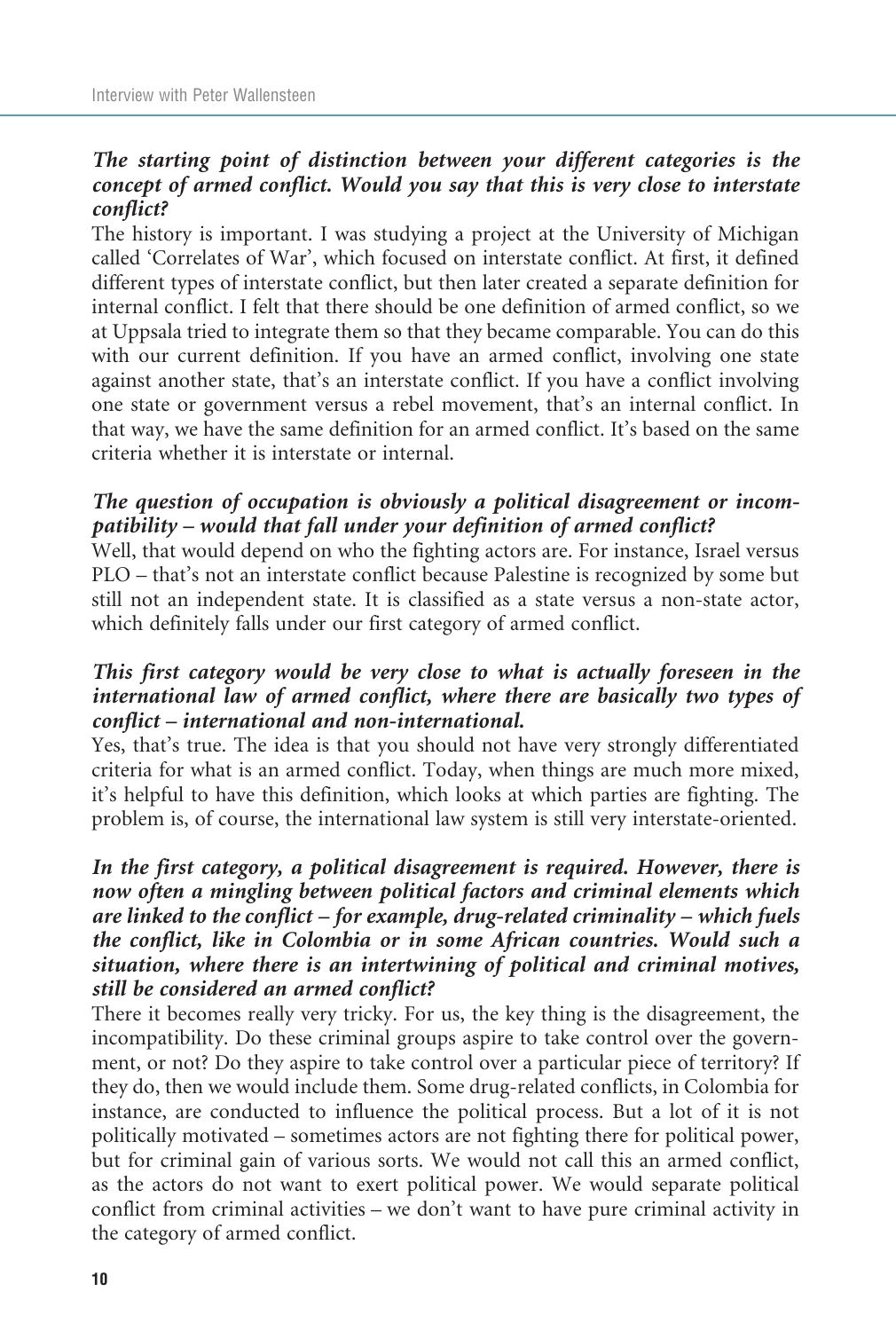***The starting point of distinction between your different categories is the concept of armed conflict. Would you say that this is very close to interstate conflict?***

The history is important. I was studying a project at the University of Michigan called 'Correlates of War', which focused on interstate conflict. At first, it defined different types of interstate conflict, but then later created a separate definition for internal conflict. I felt that there should be one definition of armed conflict, so we at Uppsala tried to integrate them so that they became comparable. You can do this with our current definition. If you have an armed conflict, involving one state against another state, that's an interstate conflict. If you have a conflict involving one state or government versus a rebel movement, that's an internal conflict. In that way, we have the same definition for an armed conflict. It's based on the same criteria whether it is interstate or internal.

***The question of occupation is obviously a political disagreement or incompatibility – would that fall under your definition of armed conflict?***

Well, that would depend on who the fighting actors are. For instance, Israel versus PLO – that's not an interstate conflict because Palestine is recognized by some but still not an independent state. It is classified as a state versus a non-state actor, which definitely falls under our first category of armed conflict.

***This first category would be very close to what is actually foreseen in the international law of armed conflict, where there are basically two types of conflict – international and non-international.***

Yes, that's true. The idea is that you should not have very strongly differentiated criteria for what is an armed conflict. Today, when things are much more mixed, it's helpful to have this definition, which looks at which parties are fighting. The problem is, of course, the international law system is still very interstate-oriented.

***In the first category, a political disagreement is required. However, there is now often a mingling between political factors and criminal elements which are linked to the conflict – for example, drug-related criminality – which fuels the conflict, like in Colombia or in some African countries. Would such a situation, where there is an intertwining of political and criminal motives, still be considered an armed conflict?***

There it becomes really very tricky. For us, the key thing is the disagreement, the incompatibility. Do these criminal groups aspire to take control over the government, or not? Do they aspire to take control over a particular piece of territory? If they do, then we would include them. Some drug-related conflicts, in Colombia for instance, are conducted to influence the political process. But a lot of it is not politically motivated – sometimes actors are not fighting there for political power, but for criminal gain of various sorts. We would not call this an armed conflict, as the actors do not want to exert political power. We would separate political conflict from criminal activities – we don't want to have pure criminal activity in the category of armed conflict.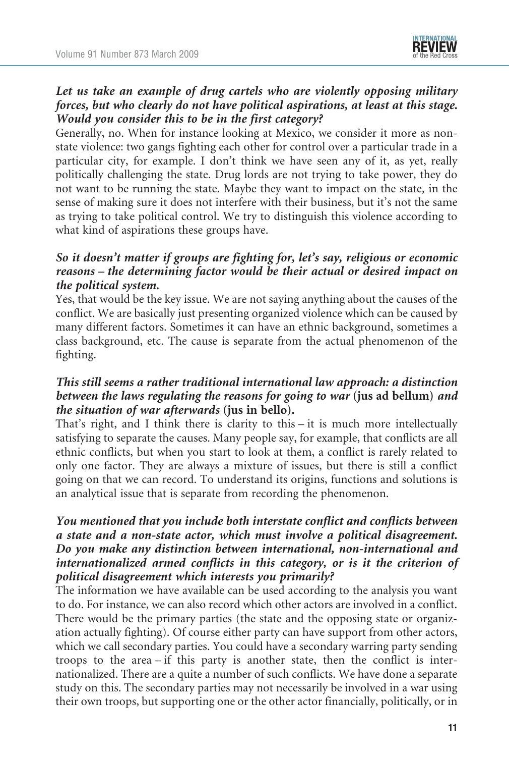***Let us take an example of drug cartels who are violently opposing military forces, but who clearly do not have political aspirations, at least at this stage. Would you consider this to be in the first category?***

Generally, no. When for instance looking at Mexico, we consider it more as non-state violence: two gangs fighting each other for control over a particular trade in a particular city, for example. I don't think we have seen any of it, as yet, really politically challenging the state. Drug lords are not trying to take power, they do not want to be running the state. Maybe they want to impact on the state, in the sense of making sure it does not interfere with their business, but it's not the same as trying to take political control. We try to distinguish this violence according to what kind of aspirations these groups have.

***So it doesn't matter if groups are fighting for, let's say, religious or economic reasons – the determining factor would be their actual or desired impact on the political system.***

Yes, that would be the key issue. We are not saying anything about the causes of the conflict. We are basically just presenting organized violence which can be caused by many different factors. Sometimes it can have an ethnic background, sometimes a class background, etc. The cause is separate from the actual phenomenon of the fighting.

***This still seems a rather traditional international law approach: a distinction between the laws regulating the reasons for going to war* (jus ad bellum) *and the situation of war afterwards* (jus in bello).**

That's right, and I think there is clarity to this – it is much more intellectually satisfying to separate the causes. Many people say, for example, that conflicts are all ethnic conflicts, but when you start to look at them, a conflict is rarely related to only one factor. They are always a mixture of issues, but there is still a conflict going on that we can record. To understand its origins, functions and solutions is an analytical issue that is separate from recording the phenomenon.

***You mentioned that you include both interstate conflict and conflicts between a state and a non-state actor, which must involve a political disagreement. Do you make any distinction between international, non-international and internationalized armed conflicts in this category, or is it the criterion of political disagreement which interests you primarily?***

The information we have available can be used according to the analysis you want to do. For instance, we can also record which other actors are involved in a conflict. There would be the primary parties (the state and the opposing state or organization actually fighting). Of course either party can have support from other actors, which we call secondary parties. You could have a secondary warring party sending troops to the area – if this party is another state, then the conflict is internationalized. There are a quite a number of such conflicts. We have done a separate study on this. The secondary parties may not necessarily be involved in a war using their own troops, but supporting one or the other actor financially, politically, or in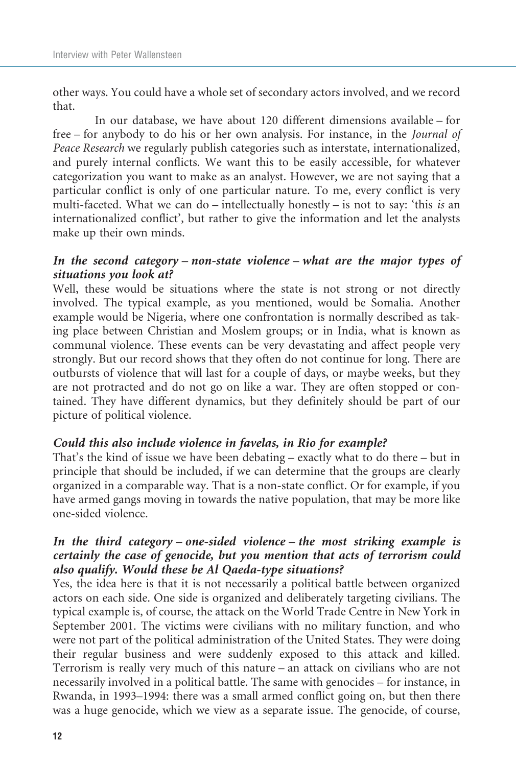other ways. You could have a whole set of secondary actors involved, and we record that.

In our database, we have about 120 different dimensions available – for free – for anybody to do his or her own analysis. For instance, in the *Journal of Peace Research* we regularly publish categories such as interstate, internationalized, and purely internal conflicts. We want this to be easily accessible, for whatever categorization you want to make as an analyst. However, we are not saying that a particular conflict is only of one particular nature. To me, every conflict is very multi-faceted. What we can do – intellectually honestly – is not to say: 'this *is* an internationalized conflict', but rather to give the information and let the analysts make up their own minds.

***In the second category – non-state violence – what are the major types of situations you look at?***

Well, these would be situations where the state is not strong or not directly involved. The typical example, as you mentioned, would be Somalia. Another example would be Nigeria, where one confrontation is normally described as taking place between Christian and Moslem groups; or in India, what is known as communal violence. These events can be very devastating and affect people very strongly. But our record shows that they often do not continue for long. There are outbursts of violence that will last for a couple of days, or maybe weeks, but they are not protracted and do not go on like a war. They are often stopped or contained. They have different dynamics, but they definitely should be part of our picture of political violence.

***Could this also include violence in favelas, in Rio for example?***

That's the kind of issue we have been debating – exactly what to do there – but in principle that should be included, if we can determine that the groups are clearly organized in a comparable way. That is a non-state conflict. Or for example, if you have armed gangs moving in towards the native population, that may be more like one-sided violence.

***In the third category – one-sided violence – the most striking example is certainly the case of genocide, but you mention that acts of terrorism could also qualify. Would these be Al Qaeda-type situations?***

Yes, the idea here is that it is not necessarily a political battle between organized actors on each side. One side is organized and deliberately targeting civilians. The typical example is, of course, the attack on the World Trade Centre in New York in September 2001. The victims were civilians with no military function, and who were not part of the political administration of the United States. They were doing their regular business and were suddenly exposed to this attack and killed. Terrorism is really very much of this nature – an attack on civilians who are not necessarily involved in a political battle. The same with genocides – for instance, in Rwanda, in 1993–1994: there was a small armed conflict going on, but then there was a huge genocide, which we view as a separate issue. The genocide, of course,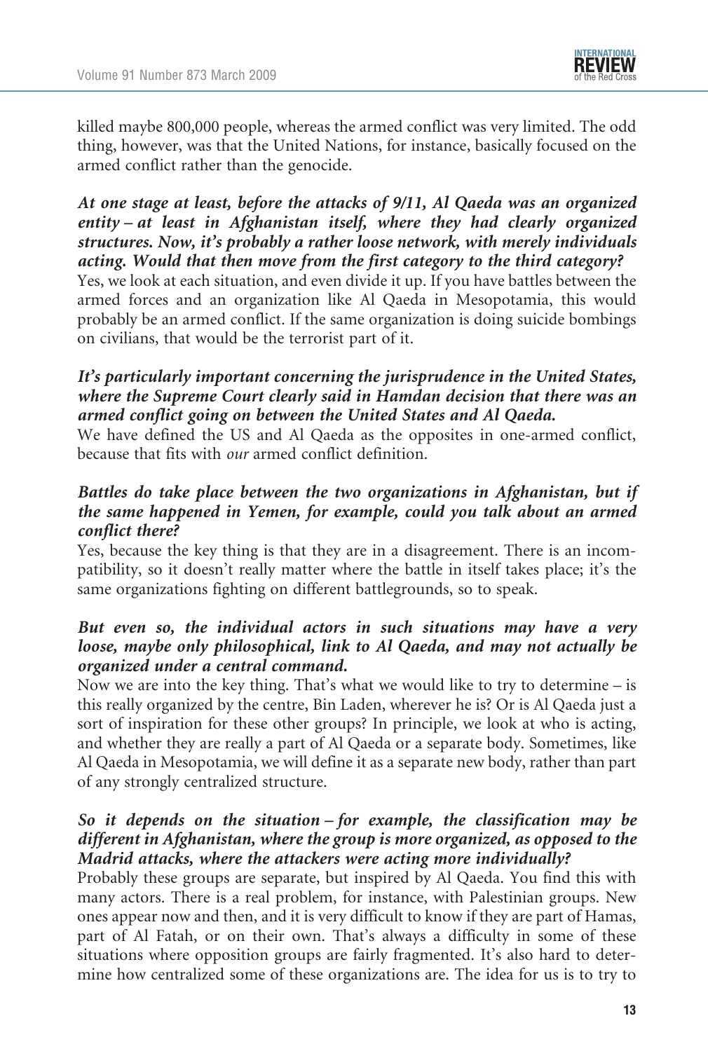killed maybe 800,000 people, whereas the armed conflict was very limited. The odd thing, however, was that the United Nations, for instance, basically focused on the armed conflict rather than the genocide.

***At one stage at least, before the attacks of 9/11, Al Qaeda was an organized entity – at least in Afghanistan itself, where they had clearly organized structures. Now, it's probably a rather loose network, with merely individuals acting. Would that then move from the first category to the third category?***

Yes, we look at each situation, and even divide it up. If you have battles between the armed forces and an organization like Al Qaeda in Mesopotamia, this would probably be an armed conflict. If the same organization is doing suicide bombings on civilians, that would be the terrorist part of it.

***It's particularly important concerning the jurisprudence in the United States, where the Supreme Court clearly said in Hamdan decision that there was an armed conflict going on between the United States and Al Qaeda.***

We have defined the US and Al Qaeda as the opposites in one-armed conflict, because that fits with *our* armed conflict definition.

***Battles do take place between the two organizations in Afghanistan, but if the same happened in Yemen, for example, could you talk about an armed conflict there?***

Yes, because the key thing is that they are in a disagreement. There is an incompatibility, so it doesn't really matter where the battle in itself takes place; it's the same organizations fighting on different battlegrounds, so to speak.

***But even so, the individual actors in such situations may have a very loose, maybe only philosophical, link to Al Qaeda, and may not actually be organized under a central command.***

Now we are into the key thing. That's what we would like to try to determine – is this really organized by the centre, Bin Laden, wherever he is? Or is Al Qaeda just a sort of inspiration for these other groups? In principle, we look at who is acting, and whether they are really a part of Al Qaeda or a separate body. Sometimes, like Al Qaeda in Mesopotamia, we will define it as a separate new body, rather than part of any strongly centralized structure.

***So it depends on the situation – for example, the classification may be different in Afghanistan, where the group is more organized, as opposed to the Madrid attacks, where the attackers were acting more individually?***

Probably these groups are separate, but inspired by Al Qaeda. You find this with many actors. There is a real problem, for instance, with Palestinian groups. New ones appear now and then, and it is very difficult to know if they are part of Hamas, part of Al Fatah, or on their own. That's always a difficulty in some of these situations where opposition groups are fairly fragmented. It's also hard to determine how centralized some of these organizations are. The idea for us is to try to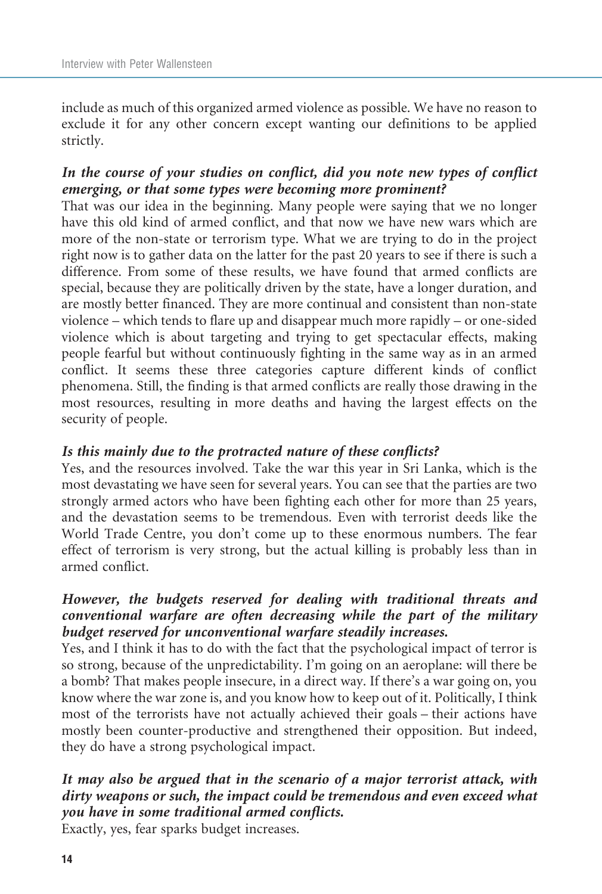include as much of this organized armed violence as possible. We have no reason to exclude it for any other concern except wanting our definitions to be applied strictly.

***In the course of your studies on conflict, did you note new types of conflict emerging, or that some types were becoming more prominent?***

That was our idea in the beginning. Many people were saying that we no longer have this old kind of armed conflict, and that now we have new wars which are more of the non-state or terrorism type. What we are trying to do in the project right now is to gather data on the latter for the past 20 years to see if there is such a difference. From some of these results, we have found that armed conflicts are special, because they are politically driven by the state, have a longer duration, and are mostly better financed. They are more continual and consistent than non-state violence – which tends to flare up and disappear much more rapidly – or one-sided violence which is about targeting and trying to get spectacular effects, making people fearful but without continuously fighting in the same way as in an armed conflict. It seems these three categories capture different kinds of conflict phenomena. Still, the finding is that armed conflicts are really those drawing in the most resources, resulting in more deaths and having the largest effects on the security of people.

***Is this mainly due to the protracted nature of these conflicts?***

Yes, and the resources involved. Take the war this year in Sri Lanka, which is the most devastating we have seen for several years. You can see that the parties are two strongly armed actors who have been fighting each other for more than 25 years, and the devastation seems to be tremendous. Even with terrorist deeds like the World Trade Centre, you don't come up to these enormous numbers. The fear effect of terrorism is very strong, but the actual killing is probably less than in armed conflict.

***However, the budgets reserved for dealing with traditional threats and conventional warfare are often decreasing while the part of the military budget reserved for unconventional warfare steadily increases.***

Yes, and I think it has to do with the fact that the psychological impact of terror is so strong, because of the unpredictability. I'm going on an aeroplane: will there be a bomb? That makes people insecure, in a direct way. If there's a war going on, you know where the war zone is, and you know how to keep out of it. Politically, I think most of the terrorists have not actually achieved their goals – their actions have mostly been counter-productive and strengthened their opposition. But indeed, they do have a strong psychological impact.

***It may also be argued that in the scenario of a major terrorist attack, with dirty weapons or such, the impact could be tremendous and even exceed what you have in some traditional armed conflicts.***

Exactly, yes, fear sparks budget increases.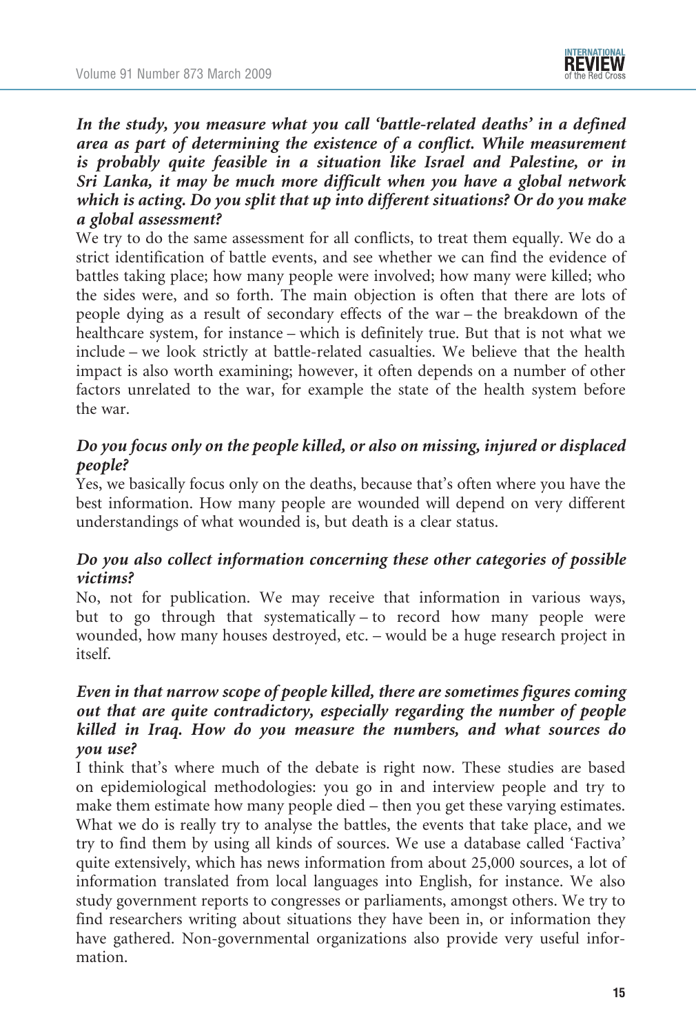***In the study, you measure what you call 'battle-related deaths' in a defined area as part of determining the existence of a conflict. While measurement is probably quite feasible in a situation like Israel and Palestine, or in Sri Lanka, it may be much more difficult when you have a global network which is acting. Do you split that up into different situations? Or do you make a global assessment?***

We try to do the same assessment for all conflicts, to treat them equally. We do a strict identification of battle events, and see whether we can find the evidence of battles taking place; how many people were involved; how many were killed; who the sides were, and so forth. The main objection is often that there are lots of people dying as a result of secondary effects of the war – the breakdown of the healthcare system, for instance – which is definitely true. But that is not what we include – we look strictly at battle-related casualties. We believe that the health impact is also worth examining; however, it often depends on a number of other factors unrelated to the war, for example the state of the health system before the war.

***Do you focus only on the people killed, or also on missing, injured or displaced people?***

Yes, we basically focus only on the deaths, because that's often where you have the best information. How many people are wounded will depend on very different understandings of what wounded is, but death is a clear status.

***Do you also collect information concerning these other categories of possible victims?***

No, not for publication. We may receive that information in various ways, but to go through that systematically – to record how many people were wounded, how many houses destroyed, etc. – would be a huge research project in itself.

***Even in that narrow scope of people killed, there are sometimes figures coming out that are quite contradictory, especially regarding the number of people killed in Iraq. How do you measure the numbers, and what sources do you use?***

I think that's where much of the debate is right now. These studies are based on epidemiological methodologies: you go in and interview people and try to make them estimate how many people died – then you get these varying estimates. What we do is really try to analyse the battles, the events that take place, and we try to find them by using all kinds of sources. We use a database called 'Factiva' quite extensively, which has news information from about 25,000 sources, a lot of information translated from local languages into English, for instance. We also study government reports to congresses or parliaments, amongst others. We try to find researchers writing about situations they have been in, or information they have gathered. Non-governmental organizations also provide very useful information.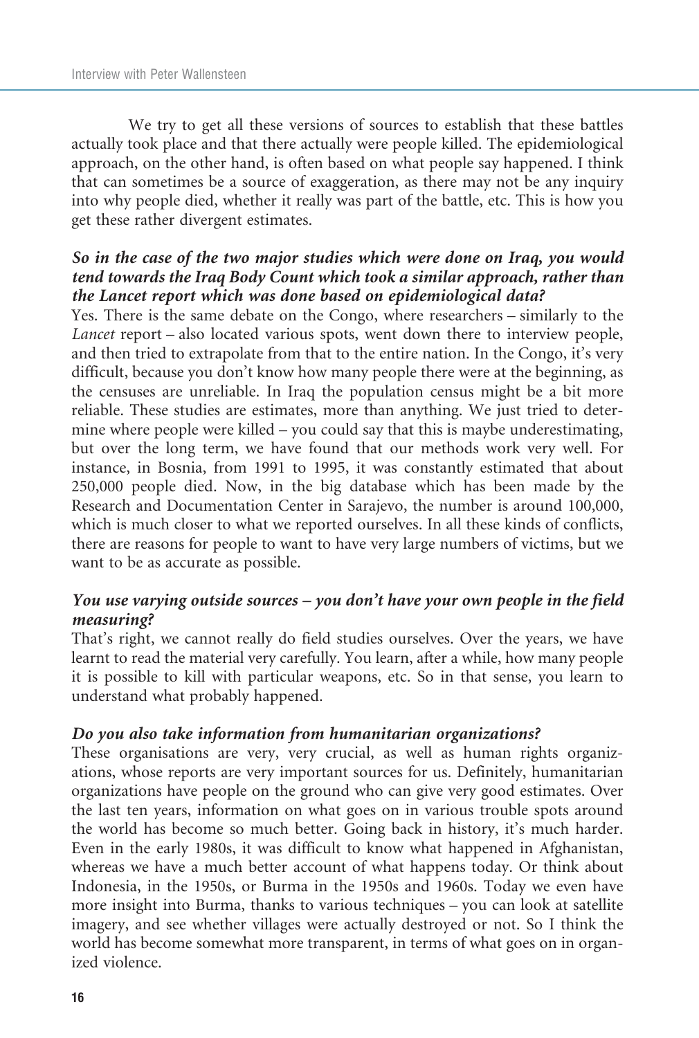We try to get all these versions of sources to establish that these battles actually took place and that there actually were people killed. The epidemiological approach, on the other hand, is often based on what people say happened. I think that can sometimes be a source of exaggeration, as there may not be any inquiry into why people died, whether it really was part of the battle, etc. This is how you get these rather divergent estimates.

***So in the case of the two major studies which were done on Iraq, you would tend towards the Iraq Body Count which took a similar approach, rather than the Lancet report which was done based on epidemiological data?***

Yes. There is the same debate on the Congo, where researchers – similarly to the *Lancet* report – also located various spots, went down there to interview people, and then tried to extrapolate from that to the entire nation. In the Congo, it's very difficult, because you don't know how many people there were at the beginning, as the censuses are unreliable. In Iraq the population census might be a bit more reliable. These studies are estimates, more than anything. We just tried to determine where people were killed – you could say that this is maybe underestimating, but over the long term, we have found that our methods work very well. For instance, in Bosnia, from 1991 to 1995, it was constantly estimated that about 250,000 people died. Now, in the big database which has been made by the Research and Documentation Center in Sarajevo, the number is around 100,000, which is much closer to what we reported ourselves. In all these kinds of conflicts, there are reasons for people to want to have very large numbers of victims, but we want to be as accurate as possible.

***You use varying outside sources – you don't have your own people in the field measuring?***

That's right, we cannot really do field studies ourselves. Over the years, we have learnt to read the material very carefully. You learn, after a while, how many people it is possible to kill with particular weapons, etc. So in that sense, you learn to understand what probably happened.

***Do you also take information from humanitarian organizations?***

These organisations are very, very crucial, as well as human rights organizations, whose reports are very important sources for us. Definitely, humanitarian organizations have people on the ground who can give very good estimates. Over the last ten years, information on what goes on in various trouble spots around the world has become so much better. Going back in history, it's much harder. Even in the early 1980s, it was difficult to know what happened in Afghanistan, whereas we have a much better account of what happens today. Or think about Indonesia, in the 1950s, or Burma in the 1950s and 1960s. Today we even have more insight into Burma, thanks to various techniques – you can look at satellite imagery, and see whether villages were actually destroyed or not. So I think the world has become somewhat more transparent, in terms of what goes on in organized violence.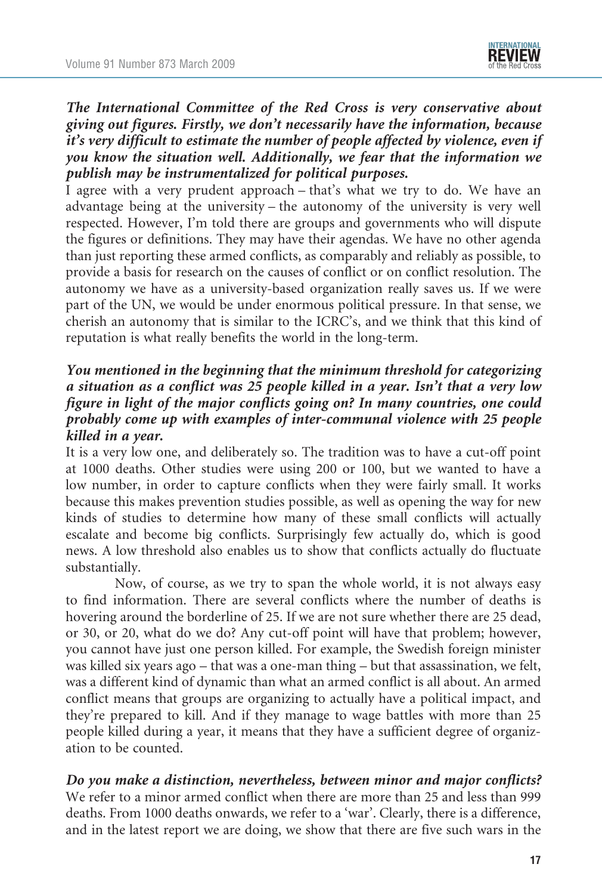***The International Committee of the Red Cross is very conservative about giving out figures. Firstly, we don't necessarily have the information, because it's very difficult to estimate the number of people affected by violence, even if you know the situation well. Additionally, we fear that the information we publish may be instrumentalized for political purposes.***

I agree with a very prudent approach – that's what we try to do. We have an advantage being at the university – the autonomy of the university is very well respected. However, I'm told there are groups and governments who will dispute the figures or definitions. They may have their agendas. We have no other agenda than just reporting these armed conflicts, as comparably and reliably as possible, to provide a basis for research on the causes of conflict or on conflict resolution. The autonomy we have as a university-based organization really saves us. If we were part of the UN, we would be under enormous political pressure. In that sense, we cherish an autonomy that is similar to the ICRC's, and we think that this kind of reputation is what really benefits the world in the long-term.

***You mentioned in the beginning that the minimum threshold for categorizing a situation as a conflict was 25 people killed in a year. Isn't that a very low figure in light of the major conflicts going on? In many countries, one could probably come up with examples of inter-communal violence with 25 people killed in a year.***

It is a very low one, and deliberately so. The tradition was to have a cut-off point at 1000 deaths. Other studies were using 200 or 100, but we wanted to have a low number, in order to capture conflicts when they were fairly small. It works because this makes prevention studies possible, as well as opening the way for new kinds of studies to determine how many of these small conflicts will actually escalate and become big conflicts. Surprisingly few actually do, which is good news. A low threshold also enables us to show that conflicts actually do fluctuate substantially.

Now, of course, as we try to span the whole world, it is not always easy to find information. There are several conflicts where the number of deaths is hovering around the borderline of 25. If we are not sure whether there are 25 dead, or 30, or 20, what do we do? Any cut-off point will have that problem; however, you cannot have just one person killed. For example, the Swedish foreign minister was killed six years ago – that was a one-man thing – but that assassination, we felt, was a different kind of dynamic than what an armed conflict is all about. An armed conflict means that groups are organizing to actually have a political impact, and they're prepared to kill. And if they manage to wage battles with more than 25 people killed during a year, it means that they have a sufficient degree of organization to be counted.

***Do you make a distinction, nevertheless, between minor and major conflicts?***

We refer to a minor armed conflict when there are more than 25 and less than 999 deaths. From 1000 deaths onwards, we refer to a 'war'. Clearly, there is a difference, and in the latest report we are doing, we show that there are five such wars in the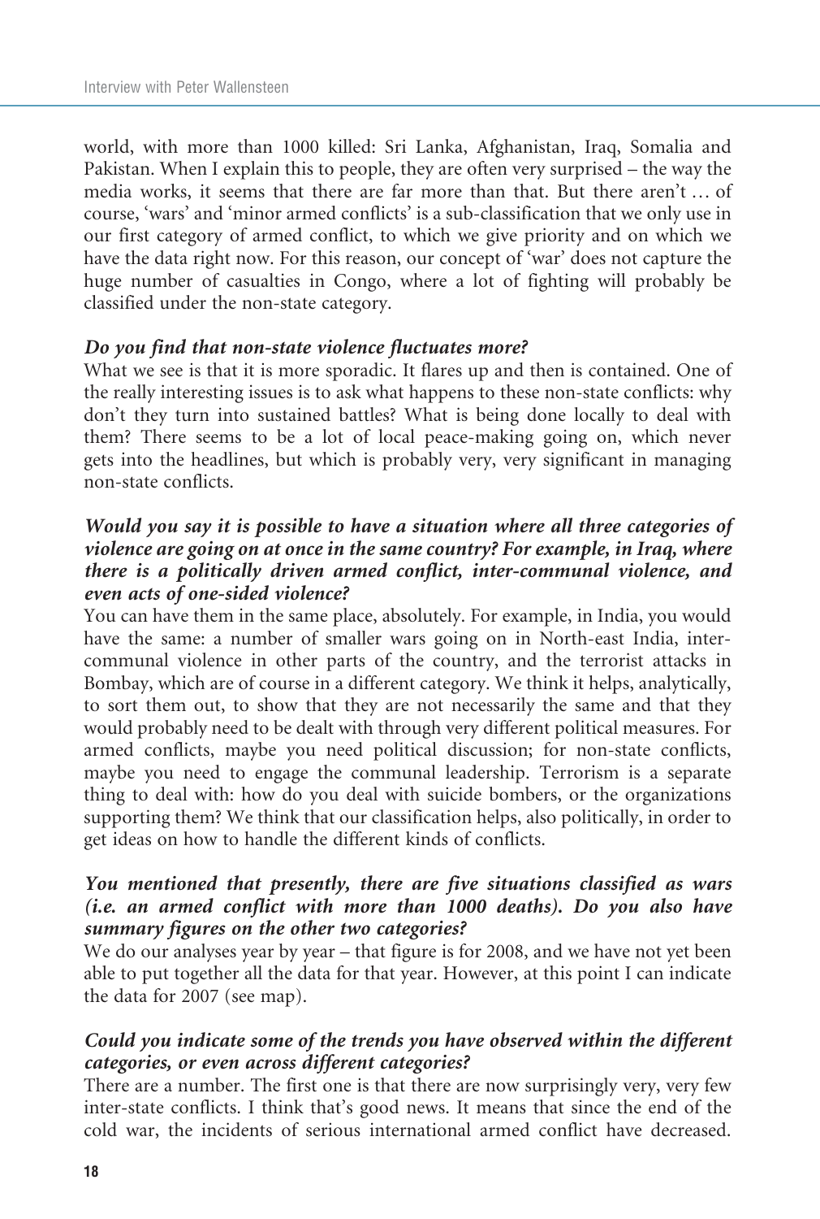world, with more than 1000 killed: Sri Lanka, Afghanistan, Iraq, Somalia and Pakistan. When I explain this to people, they are often very surprised – the way the media works, it seems that there are far more than that. But there aren't ... of course, 'wars' and 'minor armed conflicts' is a sub-classification that we only use in our first category of armed conflict, to which we give priority and on which we have the data right now. For this reason, our concept of 'war' does not capture the huge number of casualties in Congo, where a lot of fighting will probably be classified under the non-state category.

***Do you find that non-state violence fluctuates more?***

What we see is that it is more sporadic. It flares up and then is contained. One of the really interesting issues is to ask what happens to these non-state conflicts: why don't they turn into sustained battles? What is being done locally to deal with them? There seems to be a lot of local peace-making going on, which never gets into the headlines, but which is probably very, very significant in managing non-state conflicts.

***Would you say it is possible to have a situation where all three categories of violence are going on at once in the same country? For example, in Iraq, where there is a politically driven armed conflict, inter-communal violence, and even acts of one-sided violence?***

You can have them in the same place, absolutely. For example, in India, you would have the same: a number of smaller wars going on in North-east India, inter-communal violence in other parts of the country, and the terrorist attacks in Bombay, which are of course in a different category. We think it helps, analytically, to sort them out, to show that they are not necessarily the same and that they would probably need to be dealt with through very different political measures. For armed conflicts, maybe you need political discussion; for non-state conflicts, maybe you need to engage the communal leadership. Terrorism is a separate thing to deal with: how do you deal with suicide bombers, or the organizations supporting them? We think that our classification helps, also politically, in order to get ideas on how to handle the different kinds of conflicts.

***You mentioned that presently, there are five situations classified as wars (i.e. an armed conflict with more than 1000 deaths). Do you also have summary figures on the other two categories?***

We do our analyses year by year – that figure is for 2008, and we have not yet been able to put together all the data for that year. However, at this point I can indicate the data for 2007 (see map).

***Could you indicate some of the trends you have observed within the different categories, or even across different categories?***

There are a number. The first one is that there are now surprisingly very, very few inter-state conflicts. I think that's good news. It means that since the end of the cold war, the incidents of serious international armed conflict have decreased.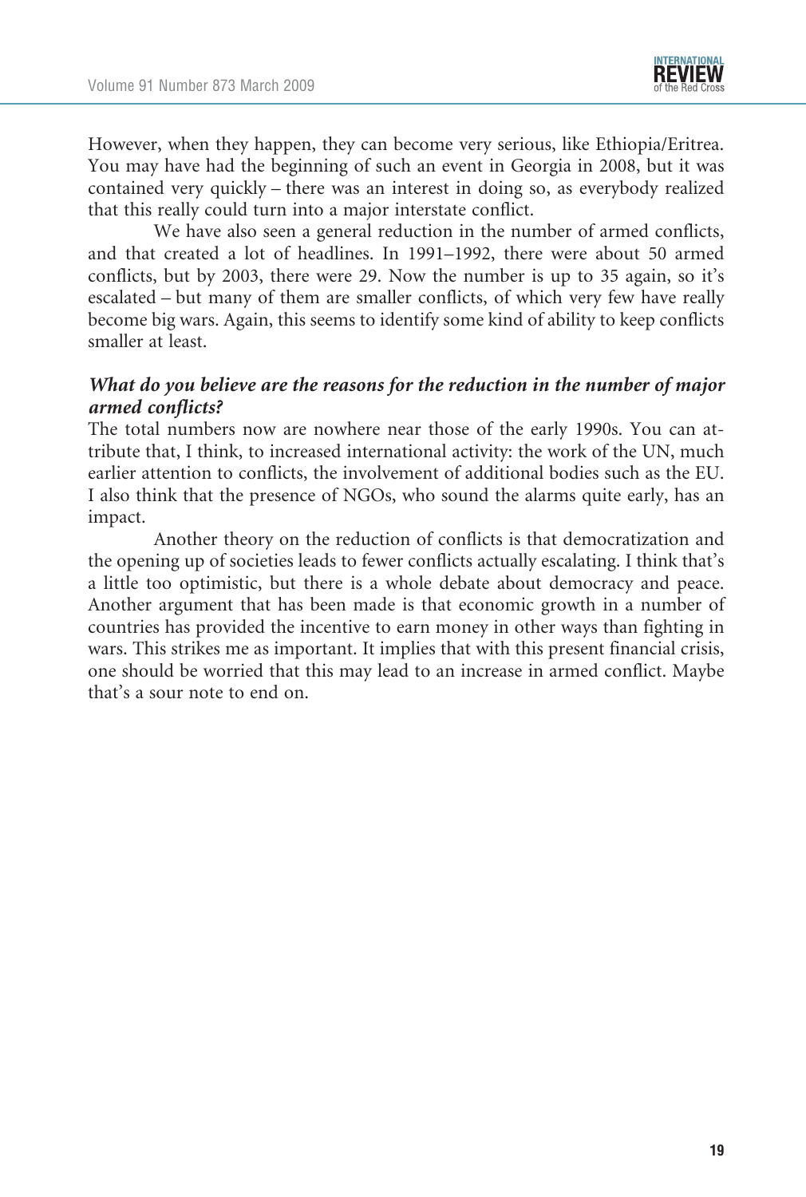However, when they happen, they can become very serious, like Ethiopia/Eritrea. You may have had the beginning of such an event in Georgia in 2008, but it was contained very quickly – there was an interest in doing so, as everybody realized that this really could turn into a major interstate conflict.

We have also seen a general reduction in the number of armed conflicts, and that created a lot of headlines. In 1991–1992, there were about 50 armed conflicts, but by 2003, there were 29. Now the number is up to 35 again, so it's escalated – but many of them are smaller conflicts, of which very few have really become big wars. Again, this seems to identify some kind of ability to keep conflicts smaller at least.

***What do you believe are the reasons for the reduction in the number of major armed conflicts?***

The total numbers now are nowhere near those of the early 1990s. You can attribute that, I think, to increased international activity: the work of the UN, much earlier attention to conflicts, the involvement of additional bodies such as the EU. I also think that the presence of NGOs, who sound the alarms quite early, has an impact.

Another theory on the reduction of conflicts is that democratization and the opening up of societies leads to fewer conflicts actually escalating. I think that's a little too optimistic, but there is a whole debate about democracy and peace. Another argument that has been made is that economic growth in a number of countries has provided the incentive to earn money in other ways than fighting in wars. This strikes me as important. It implies that with this present financial crisis, one should be worried that this may lead to an increase in armed conflict. Maybe that's a sour note to end on.